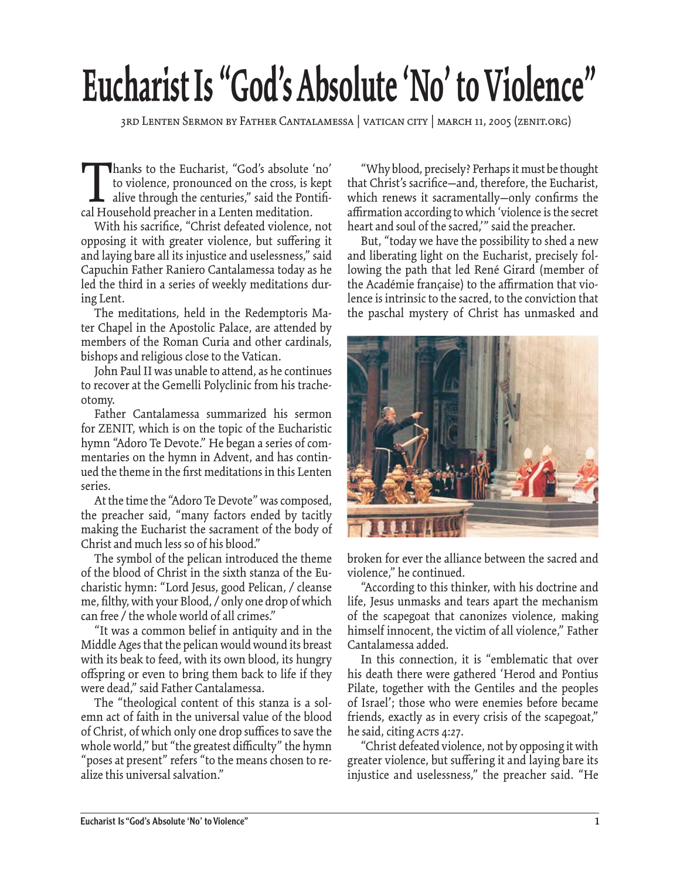# Eucharist Is "God's Absolute 'No' to Violence"

3rd Lenten Sermon by Father Cantalamessa | vatican city | march 11, 2005 (zenit.org)

Thanks to the Eucharist, "God's absolute 'no' to violence, pronounced on the cross, is kept alive through the centuries," said the Pontifical Household preacher in a Lenten meditation.

With his sacrifice, "Christ defeated violence, not opposing it with greater violence, but suffering it and laying bare all its injustice and uselessness," said Capuchin Father Raniero Cantalamessa today as he led the third in a series of weekly meditations during Lent.

The meditations, held in the Redemptoris Mater Chapel in the Apostolic Palace, are attended by members of the Roman Curia and other cardinals, bishops and religious close to the Vatican.

John Paul II was unable to attend, as he continues to recover at the Gemelli Polyclinic from his tracheotomy.

Father Cantalamessa summarized his sermon for ZENIT, which is on the topic of the Eucharistic hymn "Adoro Te Devote." He began a series of commentaries on the hymn in Advent, and has continued the theme in the first meditations in this Lenten series.

At the time the "Adoro Te Devote" was composed, the preacher said, "many factors ended by tacitly making the Eucharist the sacrament of the body of Christ and much less so of his blood."

The symbol of the pelican introduced the theme of the blood of Christ in the sixth stanza of the Eucharistic hymn: "Lord Jesus, good Pelican, / cleanse me, filthy, with your Blood, / only one drop of which can free / the whole world of all crimes."

"It was a common belief in antiquity and in the Middle Ages that the pelican would wound its breast with its beak to feed, with its own blood, its hungry offspring or even to bring them back to life if they were dead," said Father Cantalamessa.

The "theological content of this stanza is a solemn act of faith in the universal value of the blood of Christ, of which only one drop suffices to save the whole world," but "the greatest difficulty" the hymn "poses at present" refers "to the means chosen to realize this universal salvation."

"Why blood, precisely? Perhaps it must be thought that Christ's sacrifice—and, therefore, the Eucharist, which renews it sacramentally—only confirms the affirmation according to which 'violence is the secret heart and soul of the sacred,'" said the preacher.

But, "today we have the possibility to shed a new and liberating light on the Eucharist, precisely following the path that led René Girard (member of the Académie française) to the affirmation that violence is intrinsic to the sacred, to the conviction that the paschal mystery of Christ has unmasked and broken for ever the alliance between the sacred and violence," he continued.

"According to this thinker, with his doctrine and life, Jesus unmasks and tears apart the mechanism of the scapegoat that canonizes violence, making himself innocent, the victim of all violence," Father Cantalamessa added.

In this connection, it is "emblematic that over his death there were gathered 'Herod and Pontius Pilate, together with the Gentiles and the peoples of Israel'; those who were enemies before became friends, exactly as in every crisis of the scapegoat," he said, citing Acts 4:27.

"Christ defeated violence, not by opposing it with greater violence, but suffering it and laying bare its injustice and uselessness," the preacher said. "He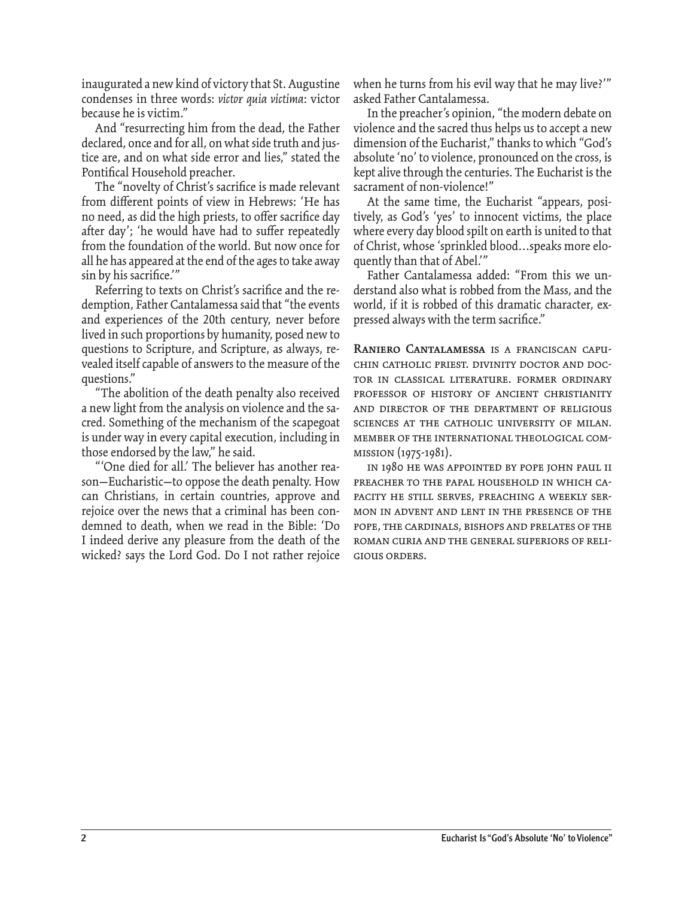inaugurated a new kind of victory that St. Augustine condenses in three words: *victor quia victima*: victor because he is victim."

And "resurrecting him from the dead, the Father declared, once and for all, on what side truth and justice are, and on what side error and lies," stated the Pontifical Household preacher.

The "novelty of Christ's sacrifice is made relevant from different points of view in Hebrews: 'He has no need, as did the high priests, to offer sacrifice day after day'; 'he would have had to suffer repeatedly from the foundation of the world. But now once for all he has appeared at the end of the ages to take away sin by his sacrifice.'"

Referring to texts on Christ's sacrifice and the redemption, Father Cantalamessa said that "the events and experiences of the 20th century, never before lived in such proportions by humanity, posed new to questions to Scripture, and Scripture, as always, revealed itself capable of answers to the measure of the questions."

"The abolition of the death penalty also received a new light from the analysis on violence and the sacred. Something of the mechanism of the scapegoat is under way in every capital execution, including in those endorsed by the law," he said.

"'One died for all.' The believer has another reason—Eucharistic—to oppose the death penalty. How can Christians, in certain countries, approve and rejoice over the news that a criminal has been condemned to death, when we read in the Bible: 'Do I indeed derive any pleasure from the death of the wicked? says the Lord God. Do I not rather rejoice when he turns from his evil way that he may live?'" asked Father Cantalamessa.

In the preacher's opinion, "the modern debate on violence and the sacred thus helps us to accept a new dimension of the Eucharist," thanks to which "God's absolute 'no' to violence, pronounced on the cross, is kept alive through the centuries. The Eucharist is the sacrament of non-violence!"

At the same time, the Eucharist "appears, positively, as God's 'yes' to innocent victims, the place where every day blood spilt on earth is united to that of Christ, whose 'sprinkled blood…speaks more eloquently than that of Abel.'"

Father Cantalamessa added: "From this we understand also what is robbed from the Mass, and the world, if it is robbed of this dramatic character, expressed always with the term sacrifice."

**Raniero Cantalamessa** is a Franciscan Capuchin Catholic priest. Divinity doctor and doctor in classical literature. Former ordinary professor of history of ancient Christianity and director of the department of religious sciences at the Catholic University of Milan. Member of the International Theological Commission (1975-1981).

In 1980 he was appointed by Pope John Paul II preacher to the papal household in which capacity he still serves, preaching a weekly sermon in Advent and Lent in the presence of the Pope, the cardinals, bishops and prelates of the Roman Curia and the general superiors of religious orders.